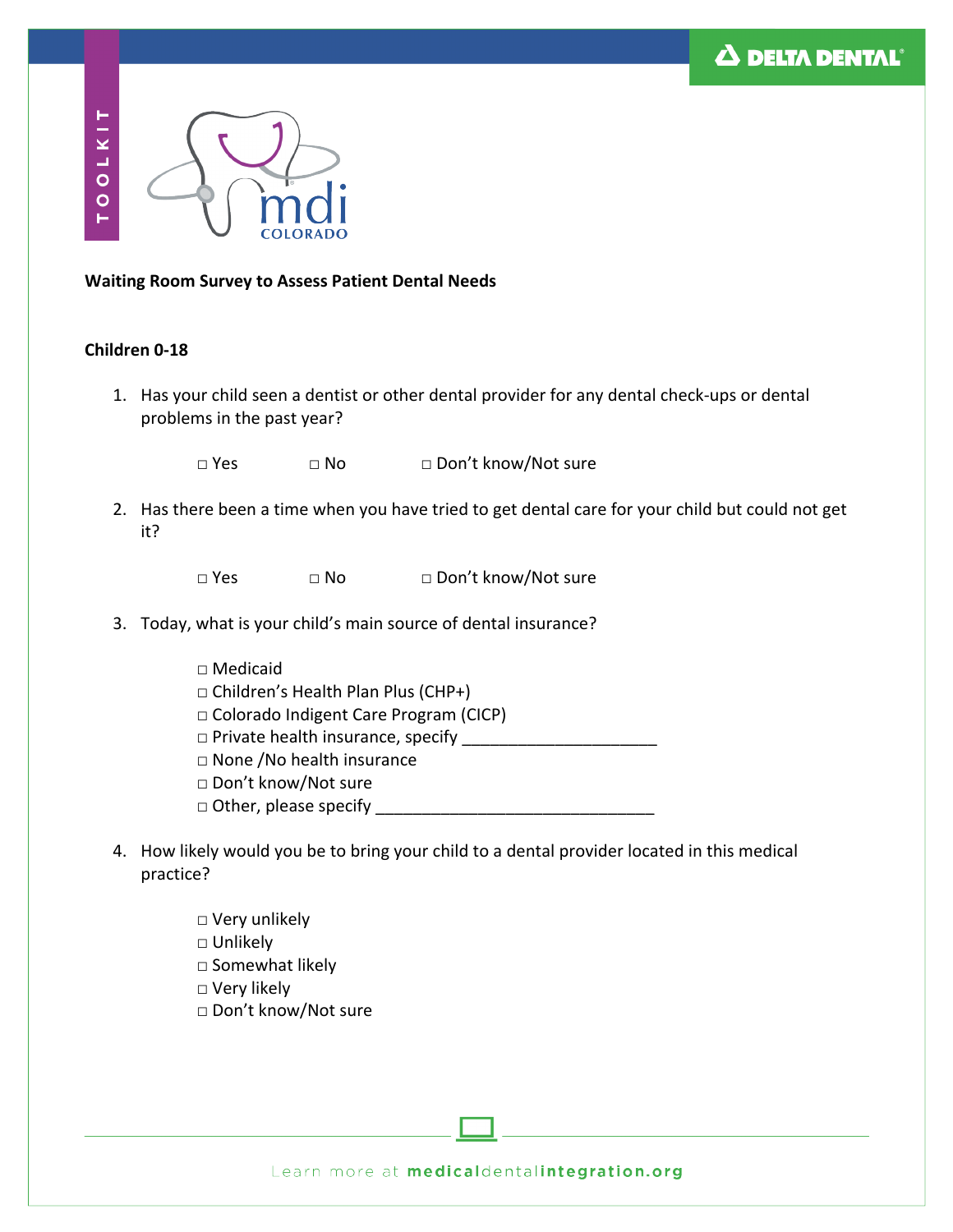TOOLKIT

DELTA DENTAL

mdi COLORADO

**Waiting Room Survey to Assess Patient Dental Needs**

**Children 0-18**

1. Has your child seen a dentist or other dental provider for any dental check-ups or dental problems in the past year?

   □ Yes  □ No  □ Don't know/Not sure

2. Has there been a time when you have tried to get dental care for your child but could not get it?

   □ Yes  □ No  □ Don't know/Not sure

3. Today, what is your child's main source of dental insurance?

   □ Medicaid
   □ Children's Health Plan Plus (CHP+)
   □ Colorado Indigent Care Program (CICP)
   □ Private health insurance, specify _____________________
   □ None /No health insurance
   □ Don't know/Not sure
   □ Other, please specify ______________________________

4. How likely would you be to bring your child to a dental provider located in this medical practice?

   □ Very unlikely
   □ Unlikely
   □ Somewhat likely
   □ Very likely
   □ Don't know/Not sure

Learn more at medicaldentalintegration.org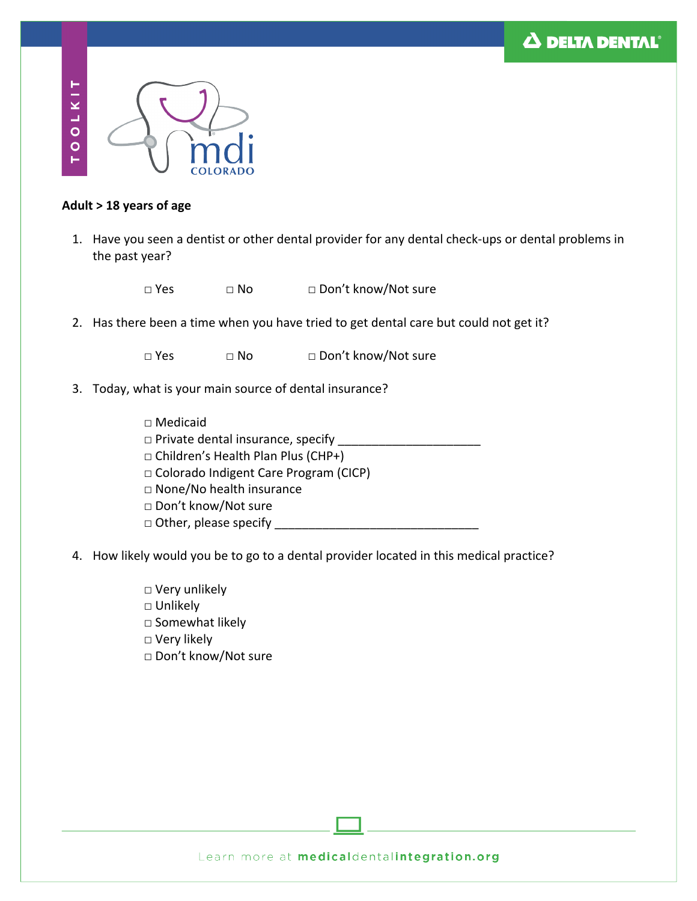**Adult > 18 years of age**

1. Have you seen a dentist or other dental provider for any dental check-ups or dental problems in the past year?

   □ Yes □ No □ Don't know/Not sure

2. Has there been a time when you have tried to get dental care but could not get it?

   □ Yes □ No □ Don't know/Not sure

3. Today, what is your main source of dental insurance?

   □ Medicaid
   □ Private dental insurance, specify ____________________
   □ Children's Health Plan Plus (CHP+)
   □ Colorado Indigent Care Program (CICP)
   □ None/No health insurance
   □ Don't know/Not sure
   □ Other, please specify ____________________________

4. How likely would you be to go to a dental provider located in this medical practice?

   □ Very unlikely
   □ Unlikely
   □ Somewhat likely
   □ Very likely
   □ Don't know/Not sure